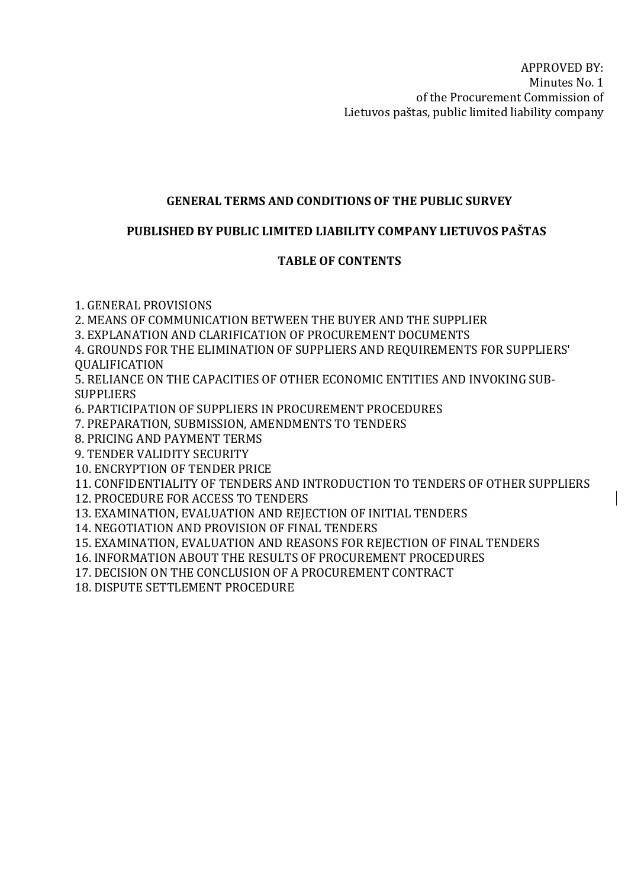APPROVED BY:
Minutes No. 1
of the Procurement Commission of
Lietuvos paštas, public limited liability company

# GENERAL TERMS AND CONDITIONS OF THE PUBLIC SURVEY

# PUBLISHED BY PUBLIC LIMITED LIABILITY COMPANY LIETUVOS PAŠTAS

## TABLE OF CONTENTS

1. GENERAL PROVISIONS
2. MEANS OF COMMUNICATION BETWEEN THE BUYER AND THE SUPPLIER
3. EXPLANATION AND CLARIFICATION OF PROCUREMENT DOCUMENTS
4. GROUNDS FOR THE ELIMINATION OF SUPPLIERS AND REQUIREMENTS FOR SUPPLIERS' QUALIFICATION
5. RELIANCE ON THE CAPACITIES OF OTHER ECONOMIC ENTITIES AND INVOKING SUB-SUPPLIERS
6. PARTICIPATION OF SUPPLIERS IN PROCUREMENT PROCEDURES
7. PREPARATION, SUBMISSION, AMENDMENTS TO TENDERS
8. PRICING AND PAYMENT TERMS
9. TENDER VALIDITY SECURITY
10. ENCRYPTION OF TENDER PRICE
11. CONFIDENTIALITY OF TENDERS AND INTRODUCTION TO TENDERS OF OTHER SUPPLIERS
12. PROCEDURE FOR ACCESS TO TENDERS
13. EXAMINATION, EVALUATION AND REJECTION OF INITIAL TENDERS
14. NEGOTIATION AND PROVISION OF FINAL TENDERS
15. EXAMINATION, EVALUATION AND REASONS FOR REJECTION OF FINAL TENDERS
16. INFORMATION ABOUT THE RESULTS OF PROCUREMENT PROCEDURES
17. DECISION ON THE CONCLUSION OF A PROCUREMENT CONTRACT
18. DISPUTE SETTLEMENT PROCEDURE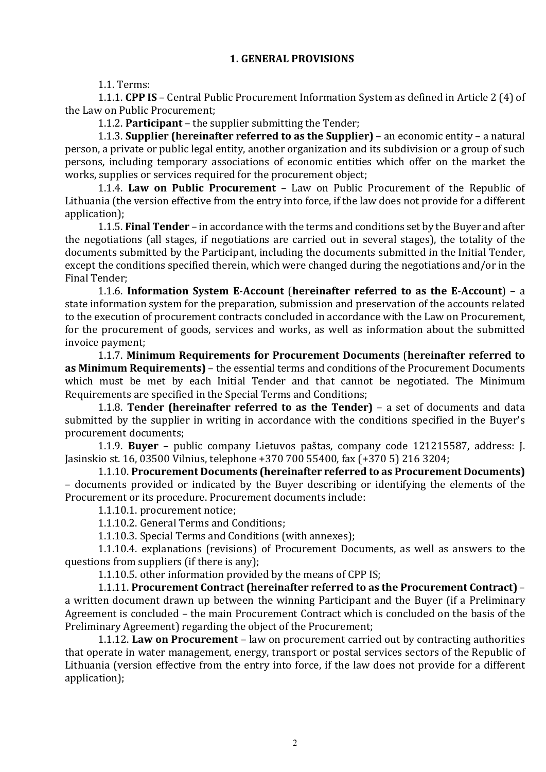## 1. GENERAL PROVISIONS

1.1. Terms:

1.1.1. **CPP IS** – Central Public Procurement Information System as defined in Article 2 (4) of the Law on Public Procurement;

1.1.2. **Participant** – the supplier submitting the Tender;

1.1.3. **Supplier (hereinafter referred to as the Supplier)** – an economic entity – a natural person, a private or public legal entity, another organization and its subdivision or a group of such persons, including temporary associations of economic entities which offer on the market the works, supplies or services required for the procurement object;

1.1.4. **Law on Public Procurement** – Law on Public Procurement of the Republic of Lithuania (the version effective from the entry into force, if the law does not provide for a different application);

1.1.5. **Final Tender** – in accordance with the terms and conditions set by the Buyer and after the negotiations (all stages, if negotiations are carried out in several stages), the totality of the documents submitted by the Participant, including the documents submitted in the Initial Tender, except the conditions specified therein, which were changed during the negotiations and/or in the Final Tender;

1.1.6. **Information System E-Account** (**hereinafter referred to as the E-Account**) – a state information system for the preparation, submission and preservation of the accounts related to the execution of procurement contracts concluded in accordance with the Law on Procurement, for the procurement of goods, services and works, as well as information about the submitted invoice payment;

1.1.7. **Minimum Requirements for Procurement Documents** (**hereinafter referred to as Minimum Requirements)** – the essential terms and conditions of the Procurement Documents which must be met by each Initial Tender and that cannot be negotiated. The Minimum Requirements are specified in the Special Terms and Conditions;

1.1.8. **Tender (hereinafter referred to as the Tender)** – a set of documents and data submitted by the supplier in writing in accordance with the conditions specified in the Buyer's procurement documents;

1.1.9. **Buyer** – public company Lietuvos paštas, company code 121215587, address: J. Jasinskio st. 16, 03500 Vilnius, telephone +370 700 55400, fax (+370 5) 216 3204;

1.1.10. **Procurement Documents (hereinafter referred to as Procurement Documents)** – documents provided or indicated by the Buyer describing or identifying the elements of the Procurement or its procedure. Procurement documents include:

1.1.10.1. procurement notice;

1.1.10.2. General Terms and Conditions;

1.1.10.3. Special Terms and Conditions (with annexes);

1.1.10.4. explanations (revisions) of Procurement Documents, as well as answers to the questions from suppliers (if there is any);

1.1.10.5. other information provided by the means of CPP IS;

1.1.11. **Procurement Contract (hereinafter referred to as the Procurement Contract)** – a written document drawn up between the winning Participant and the Buyer (if a Preliminary Agreement is concluded – the main Procurement Contract which is concluded on the basis of the Preliminary Agreement) regarding the object of the Procurement;

1.1.12. **Law on Procurement** – law on procurement carried out by contracting authorities that operate in water management, energy, transport or postal services sectors of the Republic of Lithuania (version effective from the entry into force, if the law does not provide for a different application);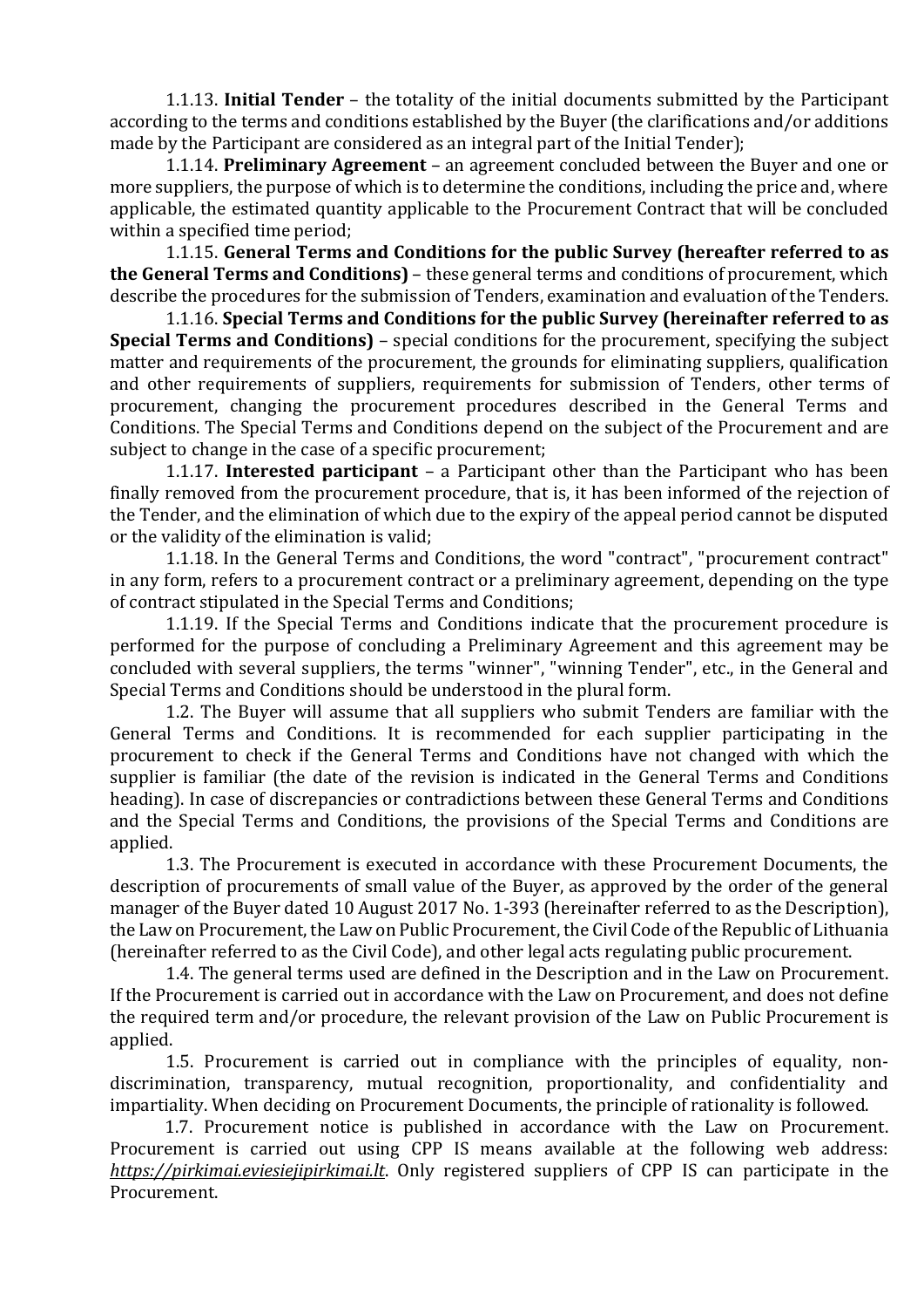1.1.13. **Initial Tender** – the totality of the initial documents submitted by the Participant according to the terms and conditions established by the Buyer (the clarifications and/or additions made by the Participant are considered as an integral part of the Initial Tender);

1.1.14. **Preliminary Agreement** – an agreement concluded between the Buyer and one or more suppliers, the purpose of which is to determine the conditions, including the price and, where applicable, the estimated quantity applicable to the Procurement Contract that will be concluded within a specified time period;

1.1.15. **General Terms and Conditions for the public Survey (hereafter referred to as the General Terms and Conditions)** – these general terms and conditions of procurement, which describe the procedures for the submission of Tenders, examination and evaluation of the Tenders.

1.1.16. **Special Terms and Conditions for the public Survey (hereinafter referred to as Special Terms and Conditions)** – special conditions for the procurement, specifying the subject matter and requirements of the procurement, the grounds for eliminating suppliers, qualification and other requirements of suppliers, requirements for submission of Tenders, other terms of procurement, changing the procurement procedures described in the General Terms and Conditions. The Special Terms and Conditions depend on the subject of the Procurement and are subject to change in the case of a specific procurement;

1.1.17. **Interested participant** – a Participant other than the Participant who has been finally removed from the procurement procedure, that is, it has been informed of the rejection of the Tender, and the elimination of which due to the expiry of the appeal period cannot be disputed or the validity of the elimination is valid;

1.1.18. In the General Terms and Conditions, the word "contract", "procurement contract" in any form, refers to a procurement contract or a preliminary agreement, depending on the type of contract stipulated in the Special Terms and Conditions;

1.1.19. If the Special Terms and Conditions indicate that the procurement procedure is performed for the purpose of concluding a Preliminary Agreement and this agreement may be concluded with several suppliers, the terms "winner", "winning Tender", etc., in the General and Special Terms and Conditions should be understood in the plural form.

1.2. The Buyer will assume that all suppliers who submit Tenders are familiar with the General Terms and Conditions. It is recommended for each supplier participating in the procurement to check if the General Terms and Conditions have not changed with which the supplier is familiar (the date of the revision is indicated in the General Terms and Conditions heading). In case of discrepancies or contradictions between these General Terms and Conditions and the Special Terms and Conditions, the provisions of the Special Terms and Conditions are applied.

1.3. The Procurement is executed in accordance with these Procurement Documents, the description of procurements of small value of the Buyer, as approved by the order of the general manager of the Buyer dated 10 August 2017 No. 1-393 (hereinafter referred to as the Description), the Law on Procurement, the Law on Public Procurement, the Civil Code of the Republic of Lithuania (hereinafter referred to as the Civil Code), and other legal acts regulating public procurement.

1.4. The general terms used are defined in the Description and in the Law on Procurement. If the Procurement is carried out in accordance with the Law on Procurement, and does not define the required term and/or procedure, the relevant provision of the Law on Public Procurement is applied.

1.5. Procurement is carried out in compliance with the principles of equality, non-discrimination, transparency, mutual recognition, proportionality, and confidentiality and impartiality. When deciding on Procurement Documents, the principle of rationality is followed.

1.7. Procurement notice is published in accordance with the Law on Procurement. Procurement is carried out using CPP IS means available at the following web address: *https://pirkimai.eviesiejipirkimai.lt*. Only registered suppliers of CPP IS can participate in the Procurement.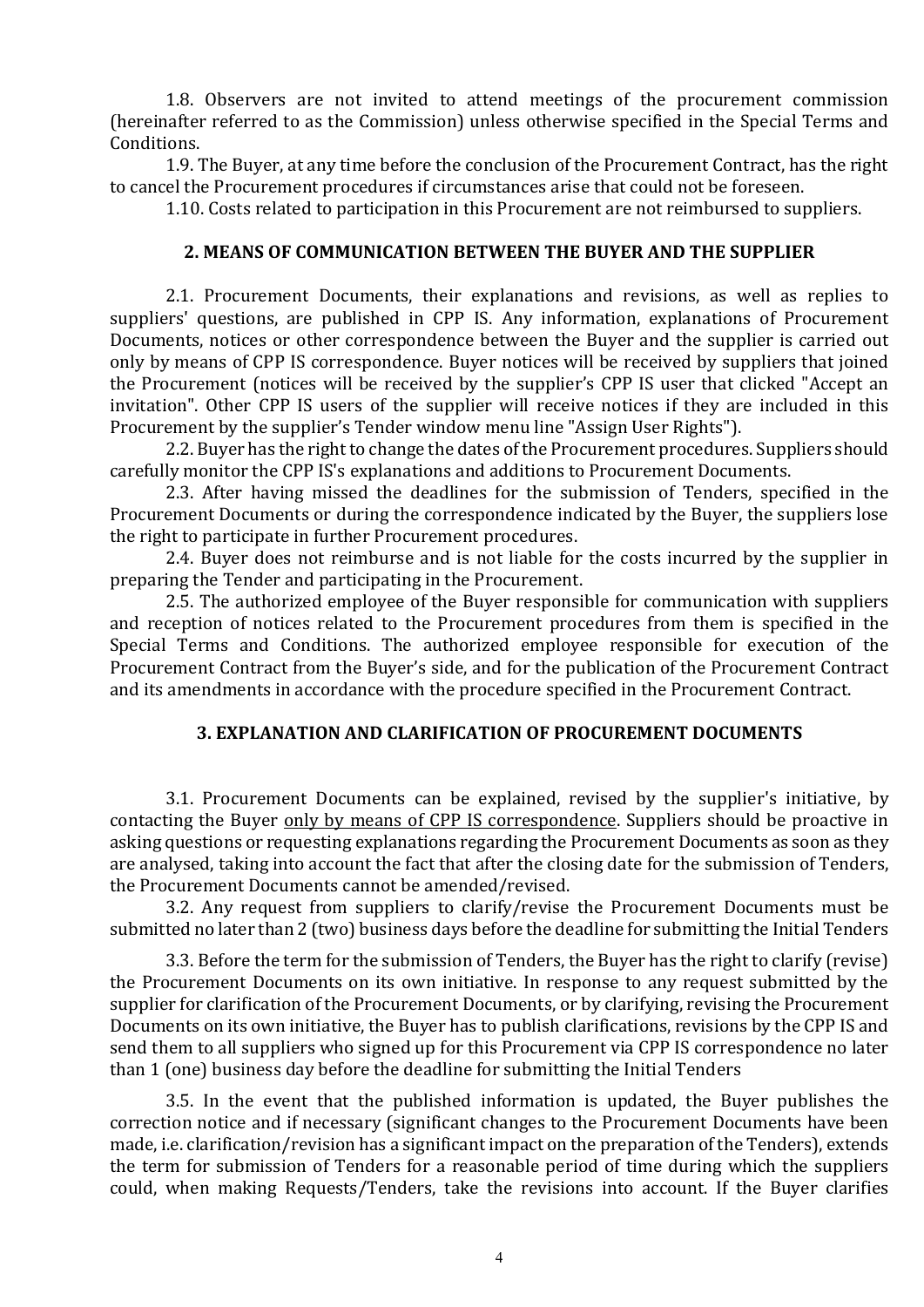1.8. Observers are not invited to attend meetings of the procurement commission (hereinafter referred to as the Commission) unless otherwise specified in the Special Terms and Conditions.

1.9. The Buyer, at any time before the conclusion of the Procurement Contract, has the right to cancel the Procurement procedures if circumstances arise that could not be foreseen.

1.10. Costs related to participation in this Procurement are not reimbursed to suppliers.

## 2. MEANS OF COMMUNICATION BETWEEN THE BUYER AND THE SUPPLIER

2.1. Procurement Documents, their explanations and revisions, as well as replies to suppliers' questions, are published in CPP IS. Any information, explanations of Procurement Documents, notices or other correspondence between the Buyer and the supplier is carried out only by means of CPP IS correspondence. Buyer notices will be received by suppliers that joined the Procurement (notices will be received by the supplier's CPP IS user that clicked "Accept an invitation". Other CPP IS users of the supplier will receive notices if they are included in this Procurement by the supplier's Tender window menu line "Assign User Rights").

2.2. Buyer has the right to change the dates of the Procurement procedures. Suppliers should carefully monitor the CPP IS's explanations and additions to Procurement Documents.

2.3. After having missed the deadlines for the submission of Tenders, specified in the Procurement Documents or during the correspondence indicated by the Buyer, the suppliers lose the right to participate in further Procurement procedures.

2.4. Buyer does not reimburse and is not liable for the costs incurred by the supplier in preparing the Tender and participating in the Procurement.

2.5. The authorized employee of the Buyer responsible for communication with suppliers and reception of notices related to the Procurement procedures from them is specified in the Special Terms and Conditions. The authorized employee responsible for execution of the Procurement Contract from the Buyer's side, and for the publication of the Procurement Contract and its amendments in accordance with the procedure specified in the Procurement Contract.

## 3. EXPLANATION AND CLARIFICATION OF PROCUREMENT DOCUMENTS

3.1. Procurement Documents can be explained, revised by the supplier's initiative, by contacting the Buyer <u>only by means of CPP IS correspondence</u>. Suppliers should be proactive in asking questions or requesting explanations regarding the Procurement Documents as soon as they are analysed, taking into account the fact that after the closing date for the submission of Tenders, the Procurement Documents cannot be amended/revised.

3.2. Any request from suppliers to clarify/revise the Procurement Documents must be submitted no later than 2 (two) business days before the deadline for submitting the Initial Tenders

3.3. Before the term for the submission of Tenders, the Buyer has the right to clarify (revise) the Procurement Documents on its own initiative. In response to any request submitted by the supplier for clarification of the Procurement Documents, or by clarifying, revising the Procurement Documents on its own initiative, the Buyer has to publish clarifications, revisions by the CPP IS and send them to all suppliers who signed up for this Procurement via CPP IS correspondence no later than 1 (one) business day before the deadline for submitting the Initial Tenders

3.5. In the event that the published information is updated, the Buyer publishes the correction notice and if necessary (significant changes to the Procurement Documents have been made, i.e. clarification/revision has a significant impact on the preparation of the Tenders), extends the term for submission of Tenders for a reasonable period of time during which the suppliers could, when making Requests/Tenders, take the revisions into account. If the Buyer clarifies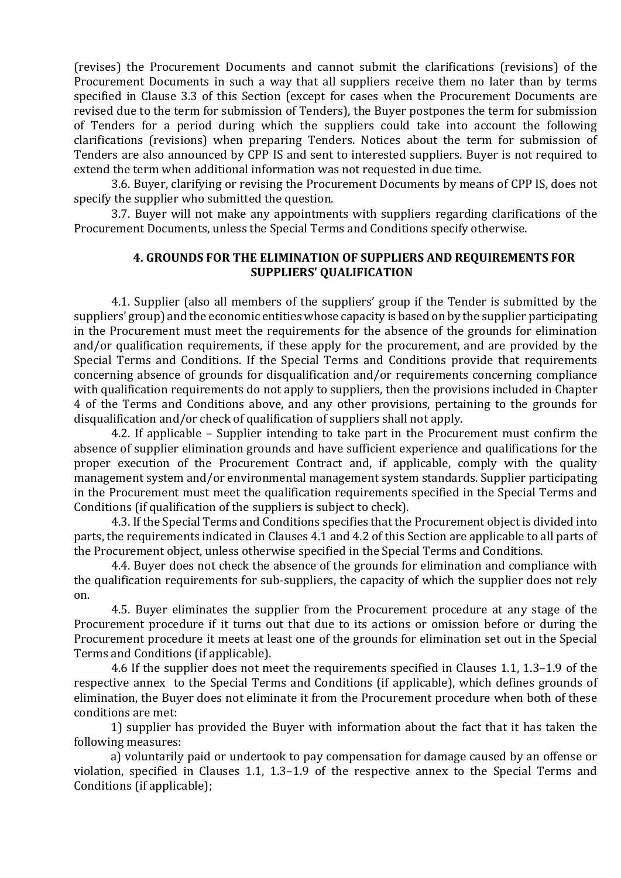(revises) the Procurement Documents and cannot submit the clarifications (revisions) of the Procurement Documents in such a way that all suppliers receive them no later than by terms specified in Clause 3.3 of this Section (except for cases when the Procurement Documents are revised due to the term for submission of Tenders), the Buyer postpones the term for submission of Tenders for a period during which the suppliers could take into account the following clarifications (revisions) when preparing Tenders. Notices about the term for submission of Tenders are also announced by CPP IS and sent to interested suppliers. Buyer is not required to extend the term when additional information was not requested in due time.

3.6. Buyer, clarifying or revising the Procurement Documents by means of CPP IS, does not specify the supplier who submitted the question.

3.7. Buyer will not make any appointments with suppliers regarding clarifications of the Procurement Documents, unless the Special Terms and Conditions specify otherwise.

## 4. GROUNDS FOR THE ELIMINATION OF SUPPLIERS AND REQUIREMENTS FOR SUPPLIERS' QUALIFICATION

4.1. Supplier (also all members of the suppliers' group if the Tender is submitted by the suppliers' group) and the economic entities whose capacity is based on by the supplier participating in the Procurement must meet the requirements for the absence of the grounds for elimination and/or qualification requirements, if these apply for the procurement, and are provided by the Special Terms and Conditions. If the Special Terms and Conditions provide that requirements concerning absence of grounds for disqualification and/or requirements concerning compliance with qualification requirements do not apply to suppliers, then the provisions included in Chapter 4 of the Terms and Conditions above, and any other provisions, pertaining to the grounds for disqualification and/or check of qualification of suppliers shall not apply.

4.2. If applicable – Supplier intending to take part in the Procurement must confirm the absence of supplier elimination grounds and have sufficient experience and qualifications for the proper execution of the Procurement Contract and, if applicable, comply with the quality management system and/or environmental management system standards. Supplier participating in the Procurement must meet the qualification requirements specified in the Special Terms and Conditions (if qualification of the suppliers is subject to check).

4.3. If the Special Terms and Conditions specifies that the Procurement object is divided into parts, the requirements indicated in Clauses 4.1 and 4.2 of this Section are applicable to all parts of the Procurement object, unless otherwise specified in the Special Terms and Conditions.

4.4. Buyer does not check the absence of the grounds for elimination and compliance with the qualification requirements for sub-suppliers, the capacity of which the supplier does not rely on.

4.5. Buyer eliminates the supplier from the Procurement procedure at any stage of the Procurement procedure if it turns out that due to its actions or omission before or during the Procurement procedure it meets at least one of the grounds for elimination set out in the Special Terms and Conditions (if applicable).

4.6 If the supplier does not meet the requirements specified in Clauses 1.1, 1.3–1.9 of the respective annex to the Special Terms and Conditions (if applicable), which defines grounds of elimination, the Buyer does not eliminate it from the Procurement procedure when both of these conditions are met:

1) supplier has provided the Buyer with information about the fact that it has taken the following measures:

a) voluntarily paid or undertook to pay compensation for damage caused by an offense or violation, specified in Clauses 1.1, 1.3–1.9 of the respective annex to the Special Terms and Conditions (if applicable);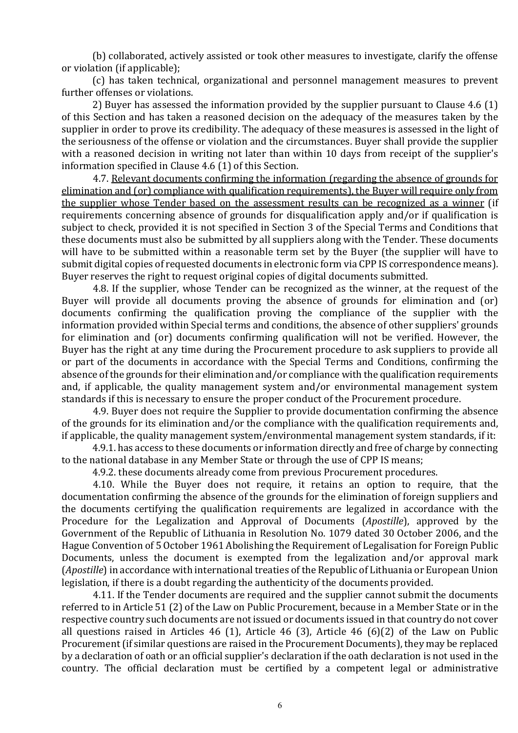(b) collaborated, actively assisted or took other measures to investigate, clarify the offense or violation (if applicable);

(c) has taken technical, organizational and personnel management measures to prevent further offenses or violations.

2) Buyer has assessed the information provided by the supplier pursuant to Clause 4.6 (1) of this Section and has taken a reasoned decision on the adequacy of the measures taken by the supplier in order to prove its credibility. The adequacy of these measures is assessed in the light of the seriousness of the offense or violation and the circumstances. Buyer shall provide the supplier with a reasoned decision in writing not later than within 10 days from receipt of the supplier's information specified in Clause 4.6 (1) of this Section.

4.7. <u>Relevant documents confirming the information (regarding the absence of grounds for elimination and (or) compliance with qualification requirements), the Buyer will require only from the supplier whose Tender based on the assessment results can be recognized as a winner</u> (if requirements concerning absence of grounds for disqualification apply and/or if qualification is subject to check, provided it is not specified in Section 3 of the Special Terms and Conditions that these documents must also be submitted by all suppliers along with the Tender. These documents will have to be submitted within a reasonable term set by the Buyer (the supplier will have to submit digital copies of requested documents in electronic form via CPP IS correspondence means). Buyer reserves the right to request original copies of digital documents submitted.

4.8. If the supplier, whose Tender can be recognized as the winner, at the request of the Buyer will provide all documents proving the absence of grounds for elimination and (or) documents confirming the qualification proving the compliance of the supplier with the information provided within Special terms and conditions, the absence of other suppliers' grounds for elimination and (or) documents confirming qualification will not be verified. However, the Buyer has the right at any time during the Procurement procedure to ask suppliers to provide all or part of the documents in accordance with the Special Terms and Conditions, confirming the absence of the grounds for their elimination and/or compliance with the qualification requirements and, if applicable, the quality management system and/or environmental management system standards if this is necessary to ensure the proper conduct of the Procurement procedure.

4.9. Buyer does not require the Supplier to provide documentation confirming the absence of the grounds for its elimination and/or the compliance with the qualification requirements and, if applicable, the quality management system/environmental management system standards, if it:

4.9.1. has access to these documents or information directly and free of charge by connecting to the national database in any Member State or through the use of CPP IS means;

4.9.2. these documents already come from previous Procurement procedures.

4.10. While the Buyer does not require, it retains an option to require, that the documentation confirming the absence of the grounds for the elimination of foreign suppliers and the documents certifying the qualification requirements are legalized in accordance with the Procedure for the Legalization and Approval of Documents (*Apostille*), approved by the Government of the Republic of Lithuania in Resolution No. 1079 dated 30 October 2006, and the Hague Convention of 5 October 1961 Abolishing the Requirement of Legalisation for Foreign Public Documents, unless the document is exempted from the legalization and/or approval mark (*Apostille*) in accordance with international treaties of the Republic of Lithuania or European Union legislation, if there is a doubt regarding the authenticity of the documents provided.

4.11. If the Tender documents are required and the supplier cannot submit the documents referred to in Article 51 (2) of the Law on Public Procurement, because in a Member State or in the respective country such documents are not issued or documents issued in that country do not cover all questions raised in Articles 46 (1), Article 46 (3), Article 46 (6)(2) of the Law on Public Procurement (if similar questions are raised in the Procurement Documents), they may be replaced by a declaration of oath or an official supplier's declaration if the oath declaration is not used in the country. The official declaration must be certified by a competent legal or administrative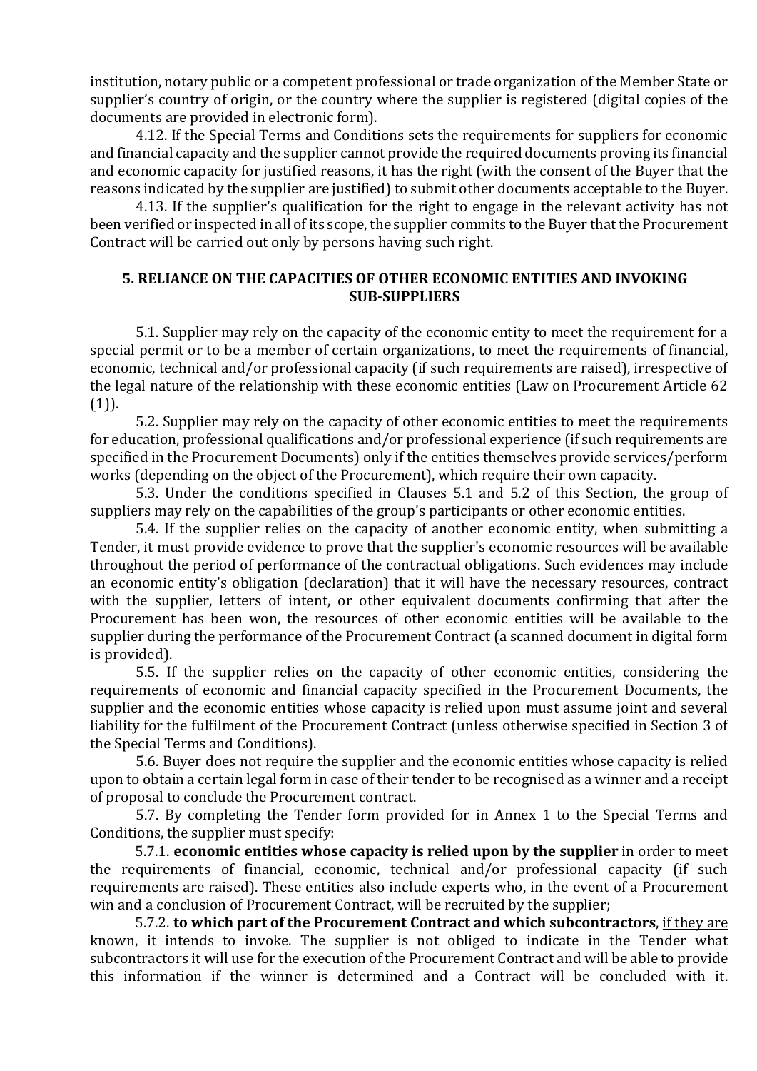institution, notary public or a competent professional or trade organization of the Member State or supplier's country of origin, or the country where the supplier is registered (digital copies of the documents are provided in electronic form).

4.12. If the Special Terms and Conditions sets the requirements for suppliers for economic and financial capacity and the supplier cannot provide the required documents proving its financial and economic capacity for justified reasons, it has the right (with the consent of the Buyer that the reasons indicated by the supplier are justified) to submit other documents acceptable to the Buyer.

4.13. If the supplier's qualification for the right to engage in the relevant activity has not been verified or inspected in all of its scope, the supplier commits to the Buyer that the Procurement Contract will be carried out only by persons having such right.

## 5. RELIANCE ON THE CAPACITIES OF OTHER ECONOMIC ENTITIES AND INVOKING SUB-SUPPLIERS

5.1. Supplier may rely on the capacity of the economic entity to meet the requirement for a special permit or to be a member of certain organizations, to meet the requirements of financial, economic, technical and/or professional capacity (if such requirements are raised), irrespective of the legal nature of the relationship with these economic entities (Law on Procurement Article 62 (1)).

5.2. Supplier may rely on the capacity of other economic entities to meet the requirements for education, professional qualifications and/or professional experience (if such requirements are specified in the Procurement Documents) only if the entities themselves provide services/perform works (depending on the object of the Procurement), which require their own capacity.

5.3. Under the conditions specified in Clauses 5.1 and 5.2 of this Section, the group of suppliers may rely on the capabilities of the group's participants or other economic entities.

5.4. If the supplier relies on the capacity of another economic entity, when submitting a Tender, it must provide evidence to prove that the supplier's economic resources will be available throughout the period of performance of the contractual obligations. Such evidences may include an economic entity's obligation (declaration) that it will have the necessary resources, contract with the supplier, letters of intent, or other equivalent documents confirming that after the Procurement has been won, the resources of other economic entities will be available to the supplier during the performance of the Procurement Contract (a scanned document in digital form is provided).

5.5. If the supplier relies on the capacity of other economic entities, considering the requirements of economic and financial capacity specified in the Procurement Documents, the supplier and the economic entities whose capacity is relied upon must assume joint and several liability for the fulfilment of the Procurement Contract (unless otherwise specified in Section 3 of the Special Terms and Conditions).

5.6. Buyer does not require the supplier and the economic entities whose capacity is relied upon to obtain a certain legal form in case of their tender to be recognised as a winner and a receipt of proposal to conclude the Procurement contract.

5.7. By completing the Tender form provided for in Annex 1 to the Special Terms and Conditions, the supplier must specify:

5.7.1. **economic entities whose capacity is relied upon by the supplier** in order to meet the requirements of financial, economic, technical and/or professional capacity (if such requirements are raised). These entities also include experts who, in the event of a Procurement win and a conclusion of Procurement Contract, will be recruited by the supplier;

5.7.2. **to which part of the Procurement Contract and which subcontractors**, if they are known, it intends to invoke. The supplier is not obliged to indicate in the Tender what subcontractors it will use for the execution of the Procurement Contract and will be able to provide this information if the winner is determined and a Contract will be concluded with it.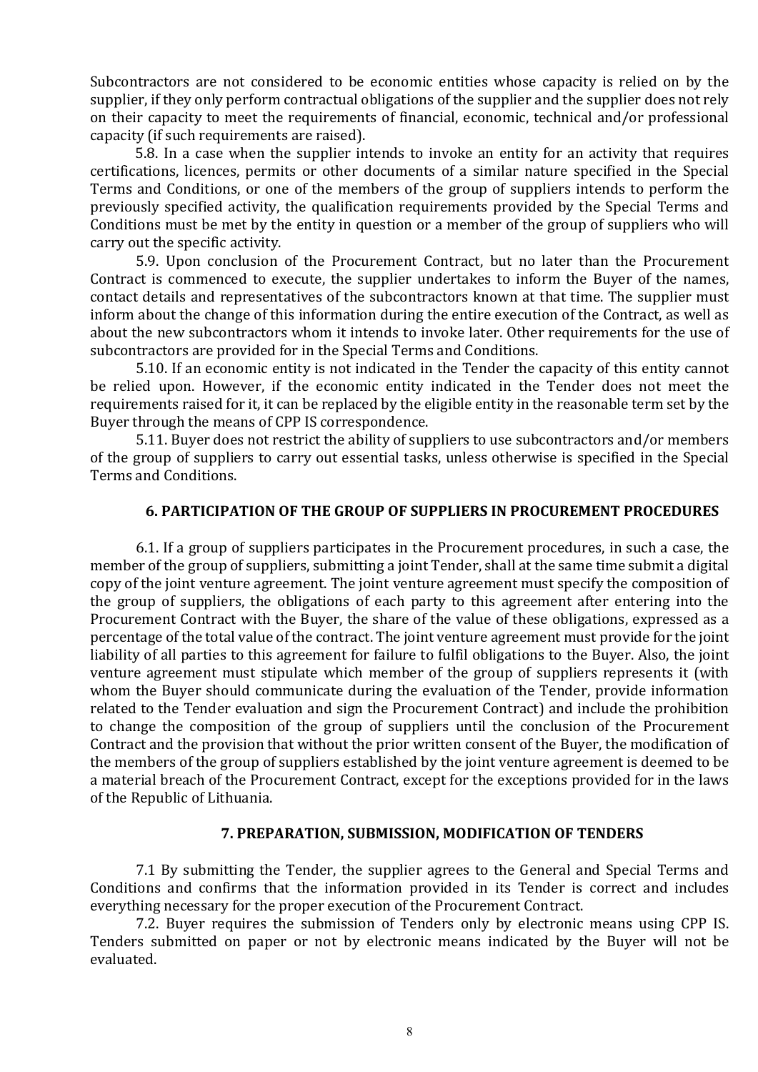Subcontractors are not considered to be economic entities whose capacity is relied on by the supplier, if they only perform contractual obligations of the supplier and the supplier does not rely on their capacity to meet the requirements of financial, economic, technical and/or professional capacity (if such requirements are raised).

5.8. In a case when the supplier intends to invoke an entity for an activity that requires certifications, licences, permits or other documents of a similar nature specified in the Special Terms and Conditions, or one of the members of the group of suppliers intends to perform the previously specified activity, the qualification requirements provided by the Special Terms and Conditions must be met by the entity in question or a member of the group of suppliers who will carry out the specific activity.

5.9. Upon conclusion of the Procurement Contract, but no later than the Procurement Contract is commenced to execute, the supplier undertakes to inform the Buyer of the names, contact details and representatives of the subcontractors known at that time. The supplier must inform about the change of this information during the entire execution of the Contract, as well as about the new subcontractors whom it intends to invoke later. Other requirements for the use of subcontractors are provided for in the Special Terms and Conditions.

5.10. If an economic entity is not indicated in the Tender the capacity of this entity cannot be relied upon. However, if the economic entity indicated in the Tender does not meet the requirements raised for it, it can be replaced by the eligible entity in the reasonable term set by the Buyer through the means of CPP IS correspondence.

5.11. Buyer does not restrict the ability of suppliers to use subcontractors and/or members of the group of suppliers to carry out essential tasks, unless otherwise is specified in the Special Terms and Conditions.

## 6. PARTICIPATION OF THE GROUP OF SUPPLIERS IN PROCUREMENT PROCEDURES

6.1. If a group of suppliers participates in the Procurement procedures, in such a case, the member of the group of suppliers, submitting a joint Tender, shall at the same time submit a digital copy of the joint venture agreement. The joint venture agreement must specify the composition of the group of suppliers, the obligations of each party to this agreement after entering into the Procurement Contract with the Buyer, the share of the value of these obligations, expressed as a percentage of the total value of the contract. The joint venture agreement must provide for the joint liability of all parties to this agreement for failure to fulfil obligations to the Buyer. Also, the joint venture agreement must stipulate which member of the group of suppliers represents it (with whom the Buyer should communicate during the evaluation of the Tender, provide information related to the Tender evaluation and sign the Procurement Contract) and include the prohibition to change the composition of the group of suppliers until the conclusion of the Procurement Contract and the provision that without the prior written consent of the Buyer, the modification of the members of the group of suppliers established by the joint venture agreement is deemed to be a material breach of the Procurement Contract, except for the exceptions provided for in the laws of the Republic of Lithuania.

## 7. PREPARATION, SUBMISSION, MODIFICATION OF TENDERS

7.1 By submitting the Tender, the supplier agrees to the General and Special Terms and Conditions and confirms that the information provided in its Tender is correct and includes everything necessary for the proper execution of the Procurement Contract.

7.2. Buyer requires the submission of Tenders only by electronic means using CPP IS. Tenders submitted on paper or not by electronic means indicated by the Buyer will not be evaluated.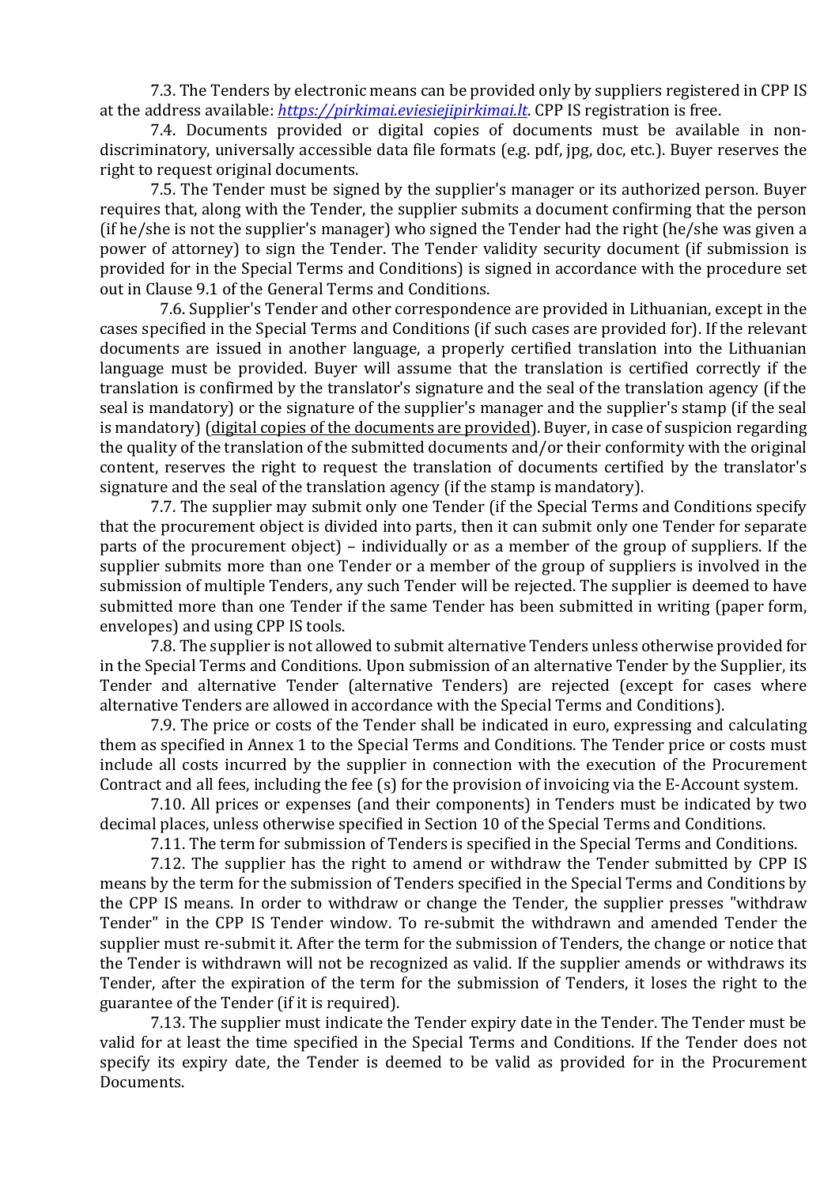7.3. The Tenders by electronic means can be provided only by suppliers registered in CPP IS at the address available: *[https://pirkimai.eviesiejipirkimai.lt](https://pirkimai.eviesiejipirkimai.lt)*. CPP IS registration is free.

7.4. Documents provided or digital copies of documents must be available in non-discriminatory, universally accessible data file formats (e.g. pdf, jpg, doc, etc.). Buyer reserves the right to request original documents.

7.5. The Tender must be signed by the supplier's manager or its authorized person. Buyer requires that, along with the Tender, the supplier submits a document confirming that the person (if he/she is not the supplier's manager) who signed the Tender had the right (he/she was given a power of attorney) to sign the Tender. The Tender validity security document (if submission is provided for in the Special Terms and Conditions) is signed in accordance with the procedure set out in Clause 9.1 of the General Terms and Conditions.

7.6. Supplier's Tender and other correspondence are provided in Lithuanian, except in the cases specified in the Special Terms and Conditions (if such cases are provided for). If the relevant documents are issued in another language, a properly certified translation into the Lithuanian language must be provided. Buyer will assume that the translation is certified correctly if the translation is confirmed by the translator's signature and the seal of the translation agency (if the seal is mandatory) or the signature of the supplier's manager and the supplier's stamp (if the seal is mandatory) (<u>digital copies of the documents are provided</u>). Buyer, in case of suspicion regarding the quality of the translation of the submitted documents and/or their conformity with the original content, reserves the right to request the translation of documents certified by the translator's signature and the seal of the translation agency (if the stamp is mandatory).

7.7. The supplier may submit only one Tender (if the Special Terms and Conditions specify that the procurement object is divided into parts, then it can submit only one Tender for separate parts of the procurement object) – individually or as a member of the group of suppliers. If the supplier submits more than one Tender or a member of the group of suppliers is involved in the submission of multiple Tenders, any such Tender will be rejected. The supplier is deemed to have submitted more than one Tender if the same Tender has been submitted in writing (paper form, envelopes) and using CPP IS tools.

7.8. The supplier is not allowed to submit alternative Tenders unless otherwise provided for in the Special Terms and Conditions. Upon submission of an alternative Tender by the Supplier, its Tender and alternative Tender (alternative Tenders) are rejected (except for cases where alternative Tenders are allowed in accordance with the Special Terms and Conditions).

7.9. The price or costs of the Tender shall be indicated in euro, expressing and calculating them as specified in Annex 1 to the Special Terms and Conditions. The Tender price or costs must include all costs incurred by the supplier in connection with the execution of the Procurement Contract and all fees, including the fee (s) for the provision of invoicing via the E-Account system.

7.10. All prices or expenses (and their components) in Tenders must be indicated by two decimal places, unless otherwise specified in Section 10 of the Special Terms and Conditions.

7.11. The term for submission of Tenders is specified in the Special Terms and Conditions.

7.12. The supplier has the right to amend or withdraw the Tender submitted by CPP IS means by the term for the submission of Tenders specified in the Special Terms and Conditions by the CPP IS means. In order to withdraw or change the Tender, the supplier presses "withdraw Tender" in the CPP IS Tender window. To re-submit the withdrawn and amended Tender the supplier must re-submit it. After the term for the submission of Tenders, the change or notice that the Tender is withdrawn will not be recognized as valid. If the supplier amends or withdraws its Tender, after the expiration of the term for the submission of Tenders, it loses the right to the guarantee of the Tender (if it is required).

7.13. The supplier must indicate the Tender expiry date in the Tender. The Tender must be valid for at least the time specified in the Special Terms and Conditions. If the Tender does not specify its expiry date, the Tender is deemed to be valid as provided for in the Procurement Documents.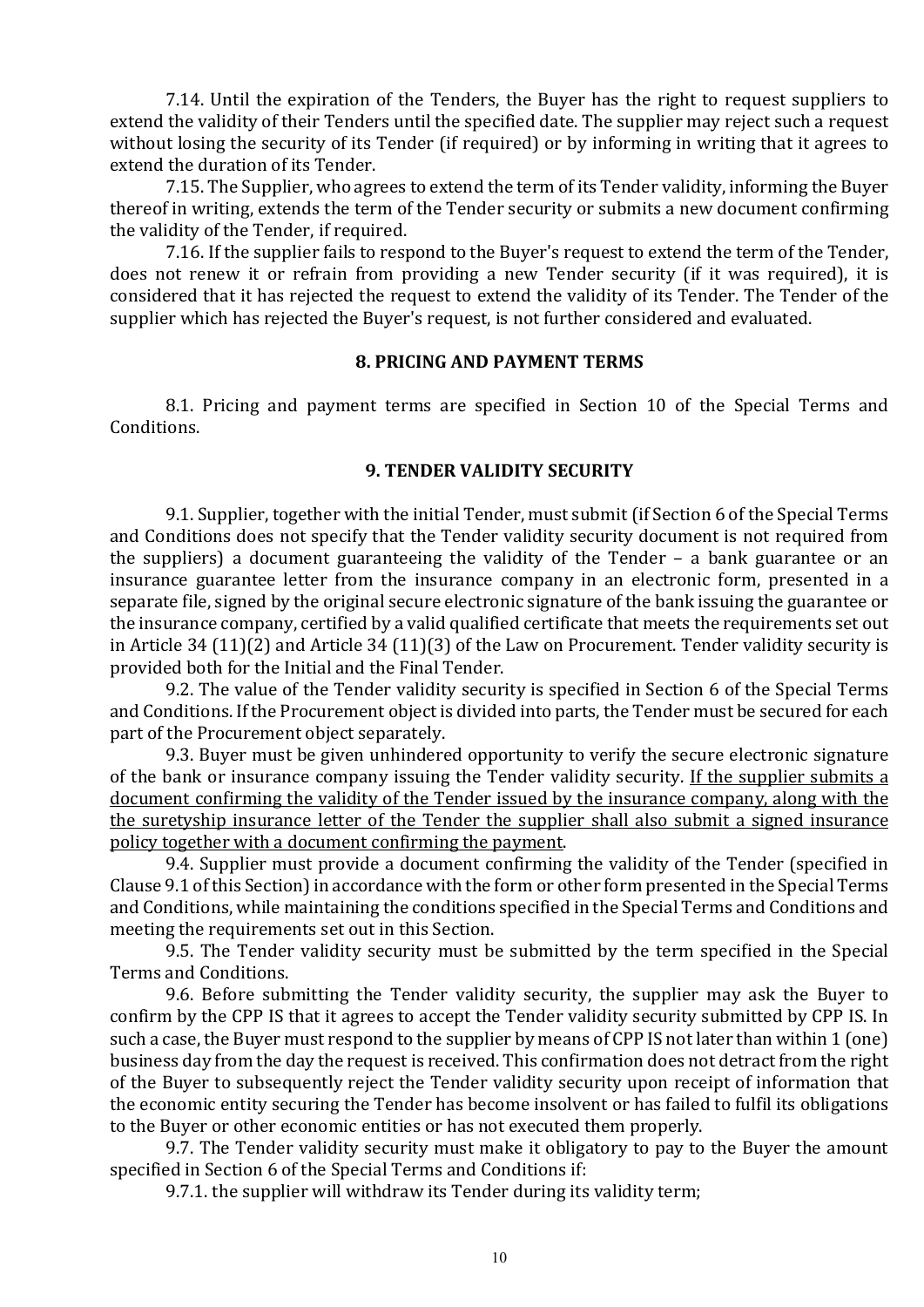7.14. Until the expiration of the Tenders, the Buyer has the right to request suppliers to extend the validity of their Tenders until the specified date. The supplier may reject such a request without losing the security of its Tender (if required) or by informing in writing that it agrees to extend the duration of its Tender.

7.15. The Supplier, who agrees to extend the term of its Tender validity, informing the Buyer thereof in writing, extends the term of the Tender security or submits a new document confirming the validity of the Tender, if required.

7.16. If the supplier fails to respond to the Buyer's request to extend the term of the Tender, does not renew it or refrain from providing a new Tender security (if it was required), it is considered that it has rejected the request to extend the validity of its Tender. The Tender of the supplier which has rejected the Buyer's request, is not further considered and evaluated.

## 8. PRICING AND PAYMENT TERMS

8.1. Pricing and payment terms are specified in Section 10 of the Special Terms and Conditions.

## 9. TENDER VALIDITY SECURITY

9.1. Supplier, together with the initial Tender, must submit (if Section 6 of the Special Terms and Conditions does not specify that the Tender validity security document is not required from the suppliers) a document guaranteeing the validity of the Tender – a bank guarantee or an insurance guarantee letter from the insurance company in an electronic form, presented in a separate file, signed by the original secure electronic signature of the bank issuing the guarantee or the insurance company, certified by a valid qualified certificate that meets the requirements set out in Article 34 (11)(2) and Article 34 (11)(3) of the Law on Procurement. Tender validity security is provided both for the Initial and the Final Tender.

9.2. The value of the Tender validity security is specified in Section 6 of the Special Terms and Conditions. If the Procurement object is divided into parts, the Tender must be secured for each part of the Procurement object separately.

9.3. Buyer must be given unhindered opportunity to verify the secure electronic signature of the bank or insurance company issuing the Tender validity security. <u>If the supplier submits a document confirming the validity of the Tender issued by the insurance company, along with the the suretyship insurance letter of the Tender the supplier shall also submit a signed insurance policy together with a document confirming the payment</u>.

9.4. Supplier must provide a document confirming the validity of the Tender (specified in Clause 9.1 of this Section) in accordance with the form or other form presented in the Special Terms and Conditions, while maintaining the conditions specified in the Special Terms and Conditions and meeting the requirements set out in this Section.

9.5. The Tender validity security must be submitted by the term specified in the Special Terms and Conditions.

9.6. Before submitting the Tender validity security, the supplier may ask the Buyer to confirm by the CPP IS that it agrees to accept the Tender validity security submitted by CPP IS. In such a case, the Buyer must respond to the supplier by means of CPP IS not later than within 1 (one) business day from the day the request is received. This confirmation does not detract from the right of the Buyer to subsequently reject the Tender validity security upon receipt of information that the economic entity securing the Tender has become insolvent or has failed to fulfil its obligations to the Buyer or other economic entities or has not executed them properly.

9.7. The Tender validity security must make it obligatory to pay to the Buyer the amount specified in Section 6 of the Special Terms and Conditions if:

9.7.1. the supplier will withdraw its Tender during its validity term;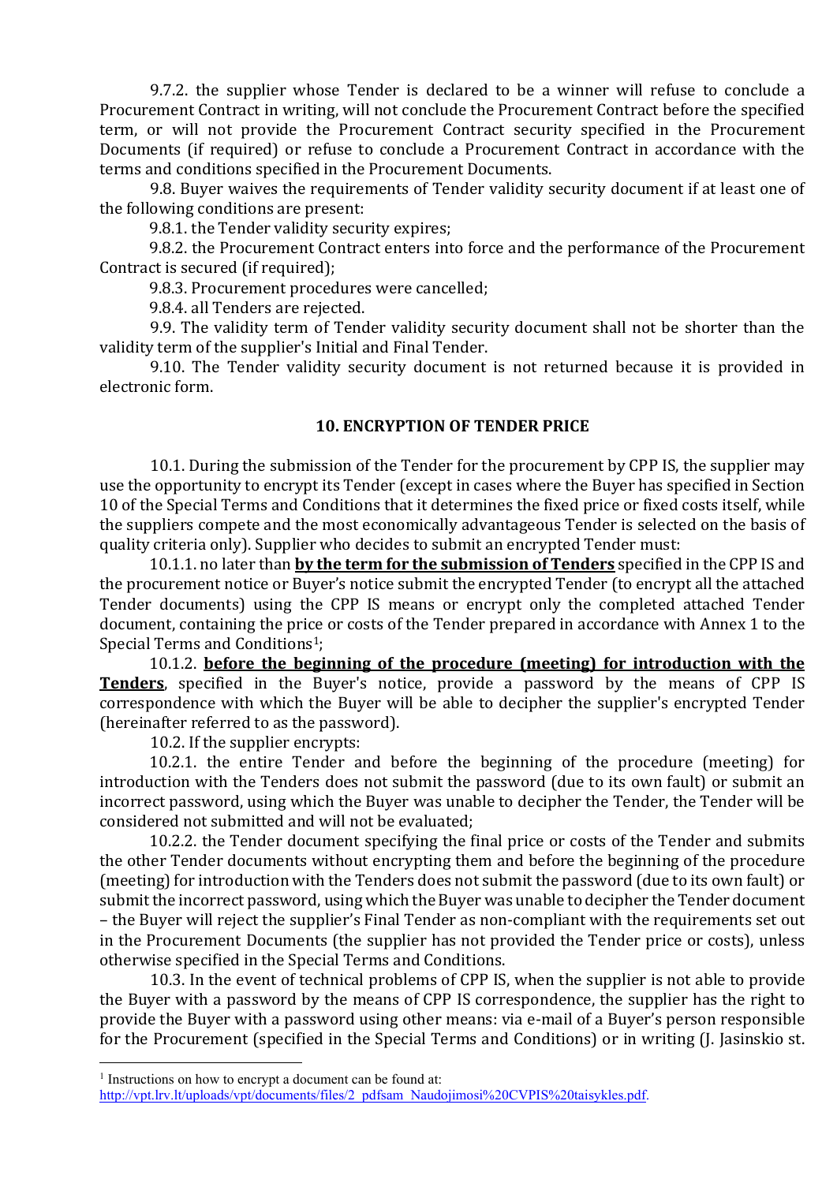9.7.2. the supplier whose Tender is declared to be a winner will refuse to conclude a Procurement Contract in writing, will not conclude the Procurement Contract before the specified term, or will not provide the Procurement Contract security specified in the Procurement Documents (if required) or refuse to conclude a Procurement Contract in accordance with the terms and conditions specified in the Procurement Documents.

9.8. Buyer waives the requirements of Tender validity security document if at least one of the following conditions are present:

9.8.1. the Tender validity security expires;

9.8.2. the Procurement Contract enters into force and the performance of the Procurement Contract is secured (if required);

9.8.3. Procurement procedures were cancelled;

9.8.4. all Tenders are rejected.

9.9. The validity term of Tender validity security document shall not be shorter than the validity term of the supplier's Initial and Final Tender.

9.10. The Tender validity security document is not returned because it is provided in electronic form.

## 10. ENCRYPTION OF TENDER PRICE

10.1. During the submission of the Tender for the procurement by CPP IS, the supplier may use the opportunity to encrypt its Tender (except in cases where the Buyer has specified in Section 10 of the Special Terms and Conditions that it determines the fixed price or fixed costs itself, while the suppliers compete and the most economically advantageous Tender is selected on the basis of quality criteria only). Supplier who decides to submit an encrypted Tender must:

10.1.1. no later than **by the term for the submission of Tenders** specified in the CPP IS and the procurement notice or Buyer's notice submit the encrypted Tender (to encrypt all the attached Tender documents) using the CPP IS means or encrypt only the completed attached Tender document, containing the price or costs of the Tender prepared in accordance with Annex 1 to the Special Terms and Conditions[1];

10.1.2. **before the beginning of the procedure (meeting) for introduction with the Tenders**, specified in the Buyer's notice, provide a password by the means of CPP IS correspondence with which the Buyer will be able to decipher the supplier's encrypted Tender (hereinafter referred to as the password).

10.2. If the supplier encrypts:

10.2.1. the entire Tender and before the beginning of the procedure (meeting) for introduction with the Tenders does not submit the password (due to its own fault) or submit an incorrect password, using which the Buyer was unable to decipher the Tender, the Tender will be considered not submitted and will not be evaluated;

10.2.2. the Tender document specifying the final price or costs of the Tender and submits the other Tender documents without encrypting them and before the beginning of the procedure (meeting) for introduction with the Tenders does not submit the password (due to its own fault) or submit the incorrect password, using which the Buyer was unable to decipher the Tender document – the Buyer will reject the supplier's Final Tender as non-compliant with the requirements set out in the Procurement Documents (the supplier has not provided the Tender price or costs), unless otherwise specified in the Special Terms and Conditions.

10.3. In the event of technical problems of CPP IS, when the supplier is not able to provide the Buyer with a password by the means of CPP IS correspondence, the supplier has the right to provide the Buyer with a password using other means: via e-mail of a Buyer's person responsible for the Procurement (specified in the Special Terms and Conditions) or in writing (J. Jasinskio st.

[1] Instructions on how to encrypt a document can be found at: http://vpt.lrv.lt/uploads/vpt/documents/files/2_pdfsam_Naudojimosi%20CVPIS%20taisykles.pdf.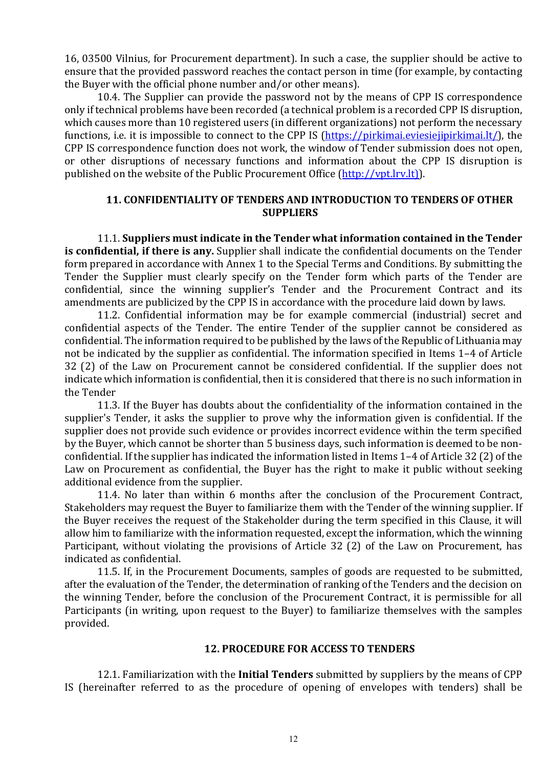16, 03500 Vilnius, for Procurement department). In such a case, the supplier should be active to ensure that the provided password reaches the contact person in time (for example, by contacting the Buyer with the official phone number and/or other means).

10.4. The Supplier can provide the password not by the means of CPP IS correspondence only if technical problems have been recorded (a technical problem is a recorded CPP IS disruption, which causes more than 10 registered users (in different organizations) not perform the necessary functions, i.e. it is impossible to connect to the CPP IS (https://pirkimai.eviesiejipirkimai.lt/), the CPP IS correspondence function does not work, the window of Tender submission does not open, or other disruptions of necessary functions and information about the CPP IS disruption is published on the website of the Public Procurement Office (http://vpt.lrv.lt)).

## 11. CONFIDENTIALITY OF TENDERS AND INTRODUCTION TO TENDERS OF OTHER SUPPLIERS

11.1. **Suppliers must indicate in the Tender what information contained in the Tender is confidential, if there is any.** Supplier shall indicate the confidential documents on the Tender form prepared in accordance with Annex 1 to the Special Terms and Conditions. By submitting the Tender the Supplier must clearly specify on the Tender form which parts of the Tender are confidential, since the winning supplier's Tender and the Procurement Contract and its amendments are publicized by the CPP IS in accordance with the procedure laid down by laws.

11.2. Confidential information may be for example commercial (industrial) secret and confidential aspects of the Tender. The entire Tender of the supplier cannot be considered as confidential. The information required to be published by the laws of the Republic of Lithuania may not be indicated by the supplier as confidential. The information specified in Items 1–4 of Article 32 (2) of the Law on Procurement cannot be considered confidential. If the supplier does not indicate which information is confidential, then it is considered that there is no such information in the Tender

11.3. If the Buyer has doubts about the confidentiality of the information contained in the supplier's Tender, it asks the supplier to prove why the information given is confidential. If the supplier does not provide such evidence or provides incorrect evidence within the term specified by the Buyer, which cannot be shorter than 5 business days, such information is deemed to be non-confidential. If the supplier has indicated the information listed in Items 1–4 of Article 32 (2) of the Law on Procurement as confidential, the Buyer has the right to make it public without seeking additional evidence from the supplier.

11.4. No later than within 6 months after the conclusion of the Procurement Contract, Stakeholders may request the Buyer to familiarize them with the Tender of the winning supplier. If the Buyer receives the request of the Stakeholder during the term specified in this Clause, it will allow him to familiarize with the information requested, except the information, which the winning Participant, without violating the provisions of Article 32 (2) of the Law on Procurement, has indicated as confidential.

11.5. If, in the Procurement Documents, samples of goods are requested to be submitted, after the evaluation of the Tender, the determination of ranking of the Tenders and the decision on the winning Tender, before the conclusion of the Procurement Contract, it is permissible for all Participants (in writing, upon request to the Buyer) to familiarize themselves with the samples provided.

## 12. PROCEDURE FOR ACCESS TO TENDERS

12.1. Familiarization with the **Initial Tenders** submitted by suppliers by the means of CPP IS (hereinafter referred to as the procedure of opening of envelopes with tenders) shall be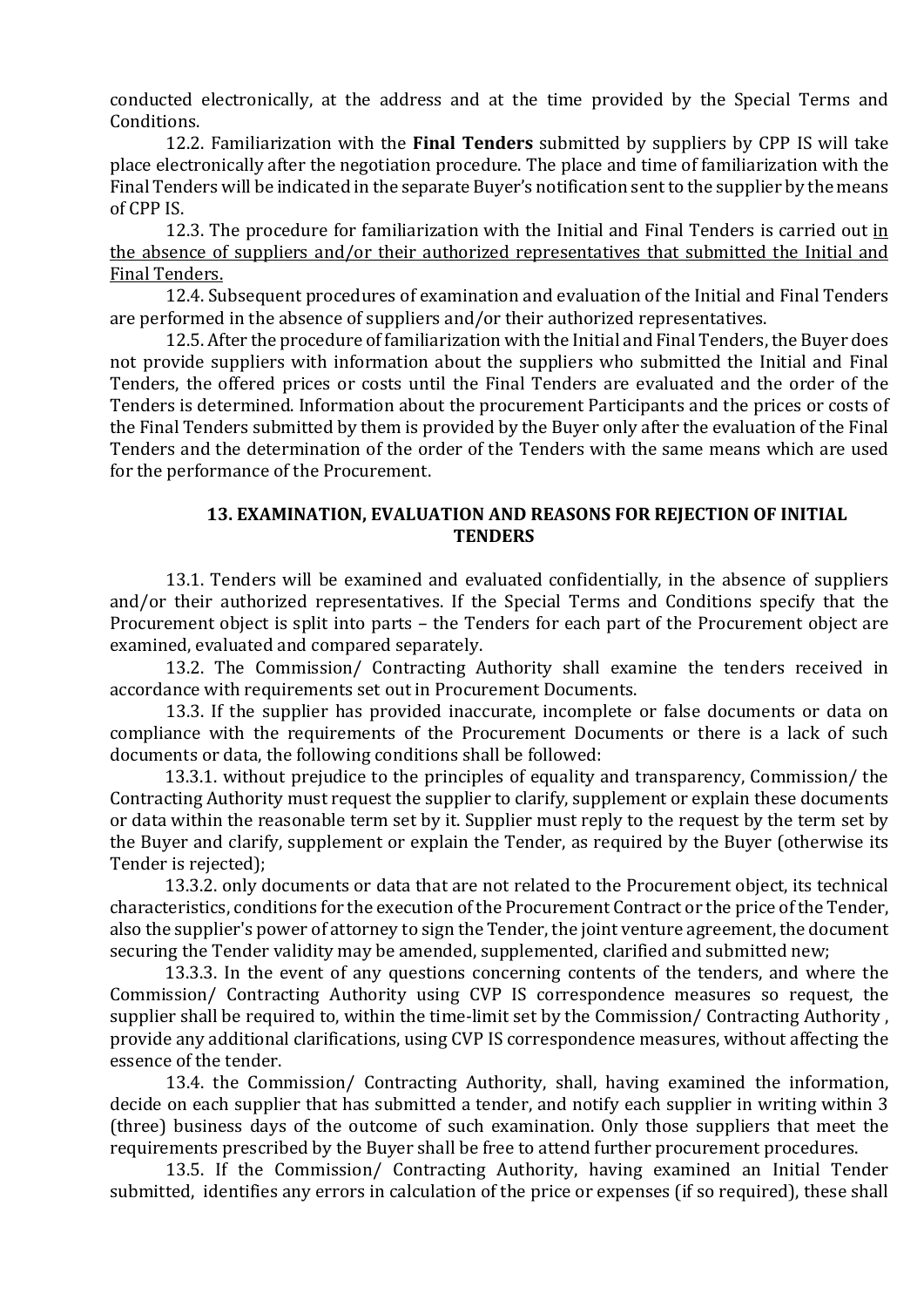conducted electronically, at the address and at the time provided by the Special Terms and Conditions.

12.2. Familiarization with the **Final Tenders** submitted by suppliers by CPP IS will take place electronically after the negotiation procedure. The place and time of familiarization with the Final Tenders will be indicated in the separate Buyer's notification sent to the supplier by the means of CPP IS.

12.3. The procedure for familiarization with the Initial and Final Tenders is carried out <u>in the absence of suppliers and/or their authorized representatives that submitted the Initial and Final Tenders.</u>

12.4. Subsequent procedures of examination and evaluation of the Initial and Final Tenders are performed in the absence of suppliers and/or their authorized representatives.

12.5. After the procedure of familiarization with the Initial and Final Tenders, the Buyer does not provide suppliers with information about the suppliers who submitted the Initial and Final Tenders, the offered prices or costs until the Final Tenders are evaluated and the order of the Tenders is determined. Information about the procurement Participants and the prices or costs of the Final Tenders submitted by them is provided by the Buyer only after the evaluation of the Final Tenders and the determination of the order of the Tenders with the same means which are used for the performance of the Procurement.

## 13. EXAMINATION, EVALUATION AND REASONS FOR REJECTION OF INITIAL TENDERS

13.1. Tenders will be examined and evaluated confidentially, in the absence of suppliers and/or their authorized representatives. If the Special Terms and Conditions specify that the Procurement object is split into parts – the Tenders for each part of the Procurement object are examined, evaluated and compared separately.

13.2. The Commission/ Contracting Authority shall examine the tenders received in accordance with requirements set out in Procurement Documents.

13.3. If the supplier has provided inaccurate, incomplete or false documents or data on compliance with the requirements of the Procurement Documents or there is a lack of such documents or data, the following conditions shall be followed:

13.3.1. without prejudice to the principles of equality and transparency, Commission/ the Contracting Authority must request the supplier to clarify, supplement or explain these documents or data within the reasonable term set by it. Supplier must reply to the request by the term set by the Buyer and clarify, supplement or explain the Tender, as required by the Buyer (otherwise its Tender is rejected);

13.3.2. only documents or data that are not related to the Procurement object, its technical characteristics, conditions for the execution of the Procurement Contract or the price of the Tender, also the supplier's power of attorney to sign the Tender, the joint venture agreement, the document securing the Tender validity may be amended, supplemented, clarified and submitted new;

13.3.3. In the event of any questions concerning contents of the tenders, and where the Commission/ Contracting Authority using CVP IS correspondence measures so request, the supplier shall be required to, within the time-limit set by the Commission/ Contracting Authority , provide any additional clarifications, using CVP IS correspondence measures, without affecting the essence of the tender.

13.4. the Commission/ Contracting Authority, shall, having examined the information, decide on each supplier that has submitted a tender, and notify each supplier in writing within 3 (three) business days of the outcome of such examination. Only those suppliers that meet the requirements prescribed by the Buyer shall be free to attend further procurement procedures.

13.5. If the Commission/ Contracting Authority, having examined an Initial Tender submitted, identifies any errors in calculation of the price or expenses (if so required), these shall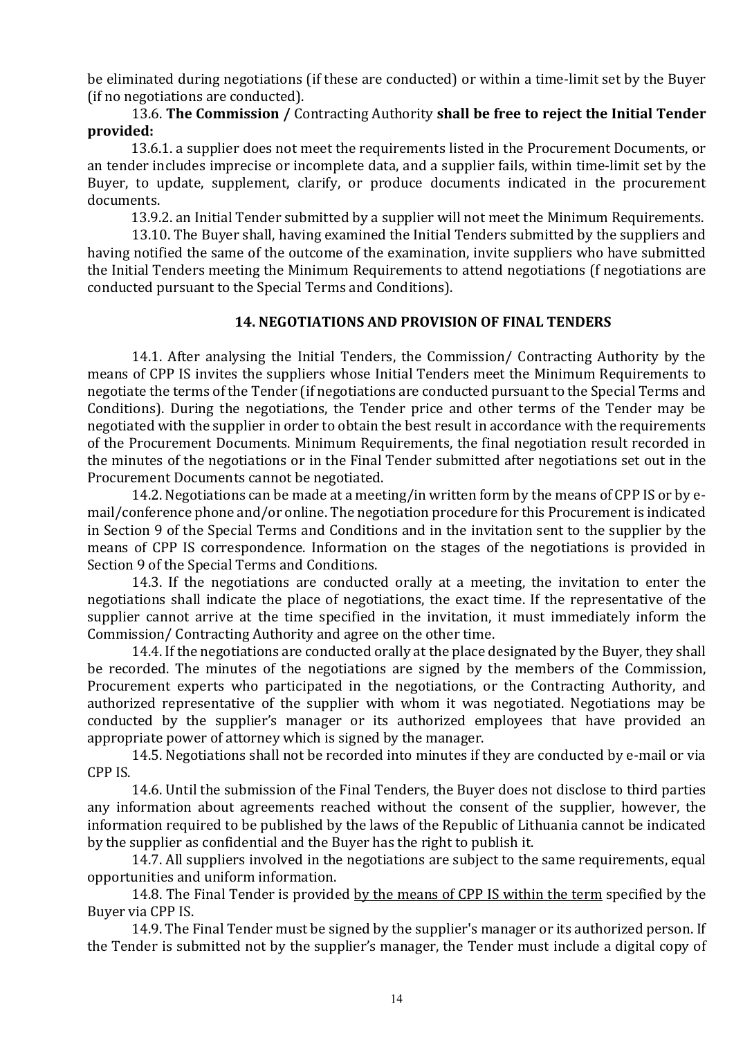be eliminated during negotiations (if these are conducted) or within a time-limit set by the Buyer (if no negotiations are conducted).

13.6. **The Commission /** Contracting Authority **shall be free to reject the Initial Tender provided:**

13.6.1. a supplier does not meet the requirements listed in the Procurement Documents, or an tender includes imprecise or incomplete data, and a supplier fails, within time-limit set by the Buyer, to update, supplement, clarify, or produce documents indicated in the procurement documents.

13.9.2. an Initial Tender submitted by a supplier will not meet the Minimum Requirements.

13.10. The Buyer shall, having examined the Initial Tenders submitted by the suppliers and having notified the same of the outcome of the examination, invite suppliers who have submitted the Initial Tenders meeting the Minimum Requirements to attend negotiations (f negotiations are conducted pursuant to the Special Terms and Conditions).

## 14. NEGOTIATIONS AND PROVISION OF FINAL TENDERS

14.1. After analysing the Initial Tenders, the Commission/ Contracting Authority by the means of CPP IS invites the suppliers whose Initial Tenders meet the Minimum Requirements to negotiate the terms of the Tender (if negotiations are conducted pursuant to the Special Terms and Conditions). During the negotiations, the Tender price and other terms of the Tender may be negotiated with the supplier in order to obtain the best result in accordance with the requirements of the Procurement Documents. Minimum Requirements, the final negotiation result recorded in the minutes of the negotiations or in the Final Tender submitted after negotiations set out in the Procurement Documents cannot be negotiated.

14.2. Negotiations can be made at a meeting/in written form by the means of CPP IS or by e-mail/conference phone and/or online. The negotiation procedure for this Procurement is indicated in Section 9 of the Special Terms and Conditions and in the invitation sent to the supplier by the means of CPP IS correspondence. Information on the stages of the negotiations is provided in Section 9 of the Special Terms and Conditions.

14.3. If the negotiations are conducted orally at a meeting, the invitation to enter the negotiations shall indicate the place of negotiations, the exact time. If the representative of the supplier cannot arrive at the time specified in the invitation, it must immediately inform the Commission/ Contracting Authority and agree on the other time.

14.4. If the negotiations are conducted orally at the place designated by the Buyer, they shall be recorded. The minutes of the negotiations are signed by the members of the Commission, Procurement experts who participated in the negotiations, or the Contracting Authority, and authorized representative of the supplier with whom it was negotiated. Negotiations may be conducted by the supplier's manager or its authorized employees that have provided an appropriate power of attorney which is signed by the manager.

14.5. Negotiations shall not be recorded into minutes if they are conducted by e-mail or via CPP IS.

14.6. Until the submission of the Final Tenders, the Buyer does not disclose to third parties any information about agreements reached without the consent of the supplier, however, the information required to be published by the laws of the Republic of Lithuania cannot be indicated by the supplier as confidential and the Buyer has the right to publish it.

14.7. All suppliers involved in the negotiations are subject to the same requirements, equal opportunities and uniform information.

14.8. The Final Tender is provided <u>by the means of CPP IS within the term</u> specified by the Buyer via CPP IS.

14.9. The Final Tender must be signed by the supplier's manager or its authorized person. If the Tender is submitted not by the supplier's manager, the Tender must include a digital copy of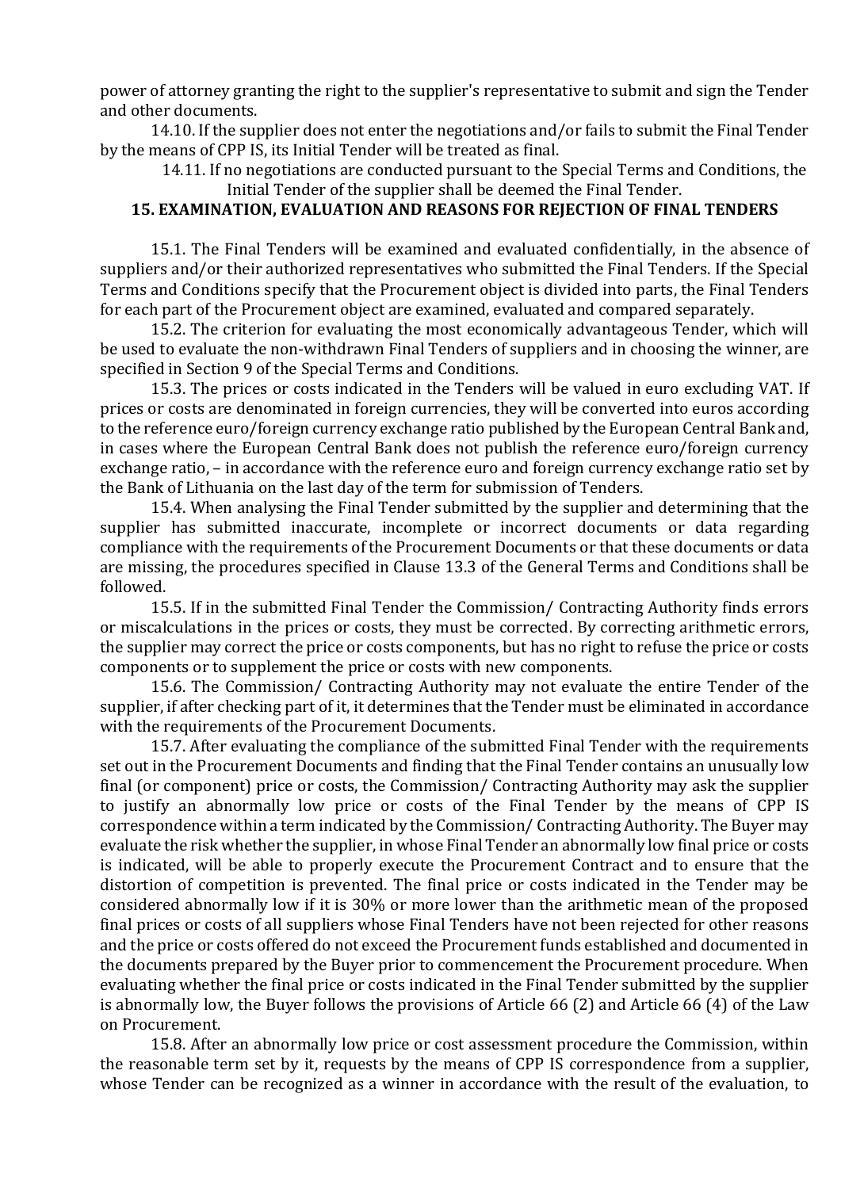power of attorney granting the right to the supplier's representative to submit and sign the Tender and other documents.

14.10. If the supplier does not enter the negotiations and/or fails to submit the Final Tender by the means of CPP IS, its Initial Tender will be treated as final.

14.11. If no negotiations are conducted pursuant to the Special Terms and Conditions, the Initial Tender of the supplier shall be deemed the Final Tender.

## 15. EXAMINATION, EVALUATION AND REASONS FOR REJECTION OF FINAL TENDERS

15.1. The Final Tenders will be examined and evaluated confidentially, in the absence of suppliers and/or their authorized representatives who submitted the Final Tenders. If the Special Terms and Conditions specify that the Procurement object is divided into parts, the Final Tenders for each part of the Procurement object are examined, evaluated and compared separately.

15.2. The criterion for evaluating the most economically advantageous Tender, which will be used to evaluate the non-withdrawn Final Tenders of suppliers and in choosing the winner, are specified in Section 9 of the Special Terms and Conditions.

15.3. The prices or costs indicated in the Tenders will be valued in euro excluding VAT. If prices or costs are denominated in foreign currencies, they will be converted into euros according to the reference euro/foreign currency exchange ratio published by the European Central Bank and, in cases where the European Central Bank does not publish the reference euro/foreign currency exchange ratio, – in accordance with the reference euro and foreign currency exchange ratio set by the Bank of Lithuania on the last day of the term for submission of Tenders.

15.4. When analysing the Final Tender submitted by the supplier and determining that the supplier has submitted inaccurate, incomplete or incorrect documents or data regarding compliance with the requirements of the Procurement Documents or that these documents or data are missing, the procedures specified in Clause 13.3 of the General Terms and Conditions shall be followed.

15.5. If in the submitted Final Tender the Commission/ Contracting Authority finds errors or miscalculations in the prices or costs, they must be corrected. By correcting arithmetic errors, the supplier may correct the price or costs components, but has no right to refuse the price or costs components or to supplement the price or costs with new components.

15.6. The Commission/ Contracting Authority may not evaluate the entire Tender of the supplier, if after checking part of it, it determines that the Tender must be eliminated in accordance with the requirements of the Procurement Documents.

15.7. After evaluating the compliance of the submitted Final Tender with the requirements set out in the Procurement Documents and finding that the Final Tender contains an unusually low final (or component) price or costs, the Commission/ Contracting Authority may ask the supplier to justify an abnormally low price or costs of the Final Tender by the means of CPP IS correspondence within a term indicated by the Commission/ Contracting Authority. The Buyer may evaluate the risk whether the supplier, in whose Final Tender an abnormally low final price or costs is indicated, will be able to properly execute the Procurement Contract and to ensure that the distortion of competition is prevented. The final price or costs indicated in the Tender may be considered abnormally low if it is 30% or more lower than the arithmetic mean of the proposed final prices or costs of all suppliers whose Final Tenders have not been rejected for other reasons and the price or costs offered do not exceed the Procurement funds established and documented in the documents prepared by the Buyer prior to commencement the Procurement procedure. When evaluating whether the final price or costs indicated in the Final Tender submitted by the supplier is abnormally low, the Buyer follows the provisions of Article 66 (2) and Article 66 (4) of the Law on Procurement.

15.8. After an abnormally low price or cost assessment procedure the Commission, within the reasonable term set by it, requests by the means of CPP IS correspondence from a supplier, whose Tender can be recognized as a winner in accordance with the result of the evaluation, to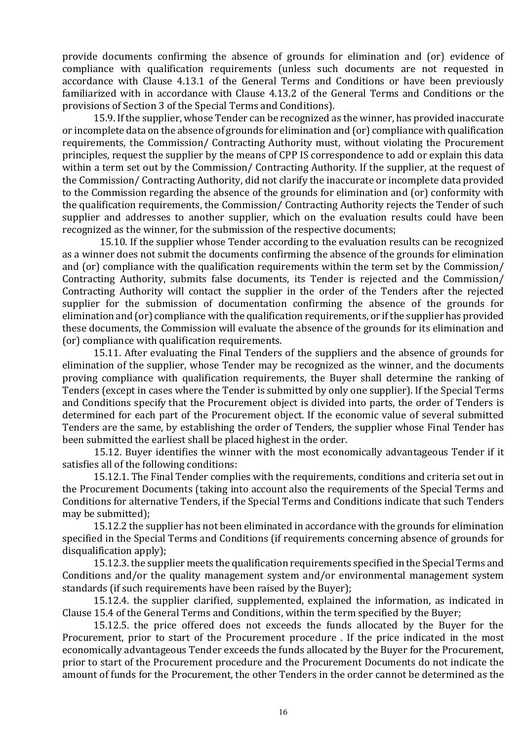provide documents confirming the absence of grounds for elimination and (or) evidence of compliance with qualification requirements (unless such documents are not requested in accordance with Clause 4.13.1 of the General Terms and Conditions or have been previously familiarized with in accordance with Clause 4.13.2 of the General Terms and Conditions or the provisions of Section 3 of the Special Terms and Conditions).

15.9. If the supplier, whose Tender can be recognized as the winner, has provided inaccurate or incomplete data on the absence of grounds for elimination and (or) compliance with qualification requirements, the Commission/ Contracting Authority must, without violating the Procurement principles, request the supplier by the means of CPP IS correspondence to add or explain this data within a term set out by the Commission/ Contracting Authority. If the supplier, at the request of the Commission/ Contracting Authority, did not clarify the inaccurate or incomplete data provided to the Commission regarding the absence of the grounds for elimination and (or) conformity with the qualification requirements, the Commission/ Contracting Authority rejects the Tender of such supplier and addresses to another supplier, which on the evaluation results could have been recognized as the winner, for the submission of the respective documents;

15.10. If the supplier whose Tender according to the evaluation results can be recognized as a winner does not submit the documents confirming the absence of the grounds for elimination and (or) compliance with the qualification requirements within the term set by the Commission/ Contracting Authority, submits false documents, its Tender is rejected and the Commission/ Contracting Authority will contact the supplier in the order of the Tenders after the rejected supplier for the submission of documentation confirming the absence of the grounds for elimination and (or) compliance with the qualification requirements, or if the supplier has provided these documents, the Commission will evaluate the absence of the grounds for its elimination and (or) compliance with qualification requirements.

15.11. After evaluating the Final Tenders of the suppliers and the absence of grounds for elimination of the supplier, whose Tender may be recognized as the winner, and the documents proving compliance with qualification requirements, the Buyer shall determine the ranking of Tenders (except in cases where the Tender is submitted by only one supplier). If the Special Terms and Conditions specify that the Procurement object is divided into parts, the order of Tenders is determined for each part of the Procurement object. If the economic value of several submitted Tenders are the same, by establishing the order of Tenders, the supplier whose Final Tender has been submitted the earliest shall be placed highest in the order.

15.12. Buyer identifies the winner with the most economically advantageous Tender if it satisfies all of the following conditions:

15.12.1. The Final Tender complies with the requirements, conditions and criteria set out in the Procurement Documents (taking into account also the requirements of the Special Terms and Conditions for alternative Tenders, if the Special Terms and Conditions indicate that such Tenders may be submitted);

15.12.2 the supplier has not been eliminated in accordance with the grounds for elimination specified in the Special Terms and Conditions (if requirements concerning absence of grounds for disqualification apply);

15.12.3. the supplier meets the qualification requirements specified in the Special Terms and Conditions and/or the quality management system and/or environmental management system standards (if such requirements have been raised by the Buyer);

15.12.4. the supplier clarified, supplemented, explained the information, as indicated in Clause 15.4 of the General Terms and Conditions, within the term specified by the Buyer;

15.12.5. the price offered does not exceeds the funds allocated by the Buyer for the Procurement, prior to start of the Procurement procedure . If the price indicated in the most economically advantageous Tender exceeds the funds allocated by the Buyer for the Procurement, prior to start of the Procurement procedure and the Procurement Documents do not indicate the amount of funds for the Procurement, the other Tenders in the order cannot be determined as the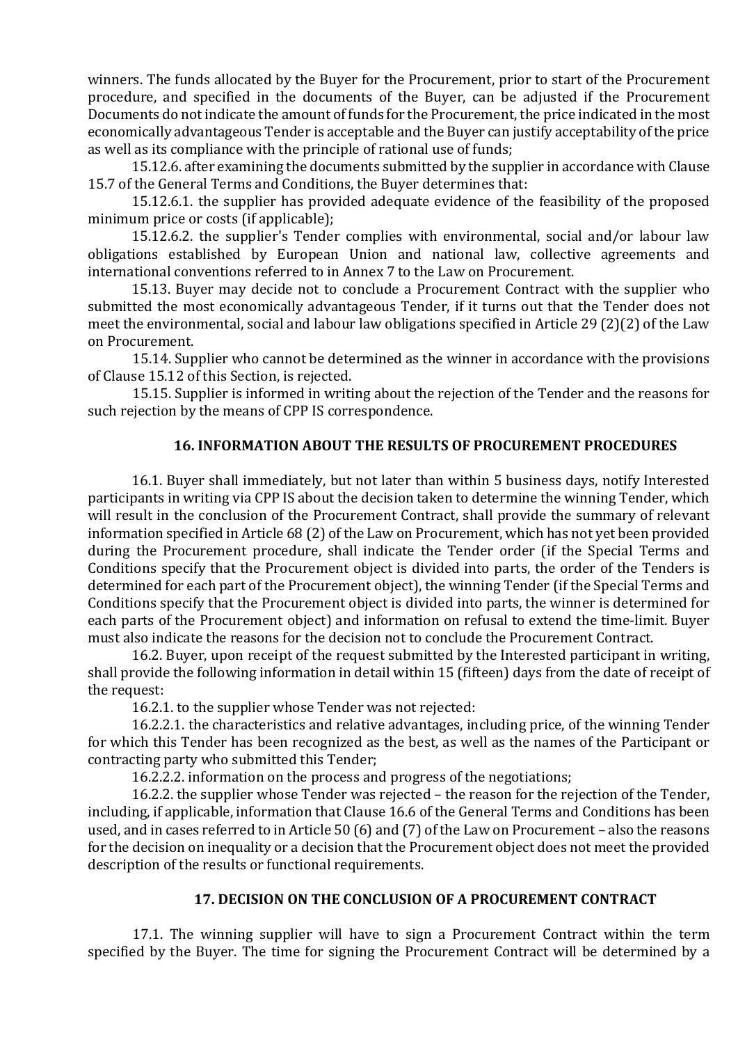winners. The funds allocated by the Buyer for the Procurement, prior to start of the Procurement procedure, and specified in the documents of the Buyer, can be adjusted if the Procurement Documents do not indicate the amount of funds for the Procurement, the price indicated in the most economically advantageous Tender is acceptable and the Buyer can justify acceptability of the price as well as its compliance with the principle of rational use of funds;

15.12.6. after examining the documents submitted by the supplier in accordance with Clause 15.7 of the General Terms and Conditions, the Buyer determines that:

15.12.6.1. the supplier has provided adequate evidence of the feasibility of the proposed minimum price or costs (if applicable);

15.12.6.2. the supplier's Tender complies with environmental, social and/or labour law obligations established by European Union and national law, collective agreements and international conventions referred to in Annex 7 to the Law on Procurement.

15.13. Buyer may decide not to conclude a Procurement Contract with the supplier who submitted the most economically advantageous Tender, if it turns out that the Tender does not meet the environmental, social and labour law obligations specified in Article 29 (2)(2) of the Law on Procurement.

15.14. Supplier who cannot be determined as the winner in accordance with the provisions of Clause 15.12 of this Section, is rejected.

15.15. Supplier is informed in writing about the rejection of the Tender and the reasons for such rejection by the means of CPP IS correspondence.

## 16. INFORMATION ABOUT THE RESULTS OF PROCUREMENT PROCEDURES

16.1. Buyer shall immediately, but not later than within 5 business days, notify Interested participants in writing via CPP IS about the decision taken to determine the winning Tender, which will result in the conclusion of the Procurement Contract, shall provide the summary of relevant information specified in Article 68 (2) of the Law on Procurement, which has not yet been provided during the Procurement procedure, shall indicate the Tender order (if the Special Terms and Conditions specify that the Procurement object is divided into parts, the order of the Tenders is determined for each part of the Procurement object), the winning Tender (if the Special Terms and Conditions specify that the Procurement object is divided into parts, the winner is determined for each parts of the Procurement object) and information on refusal to extend the time-limit. Buyer must also indicate the reasons for the decision not to conclude the Procurement Contract.

16.2. Buyer, upon receipt of the request submitted by the Interested participant in writing, shall provide the following information in detail within 15 (fifteen) days from the date of receipt of the request:

16.2.1. to the supplier whose Tender was not rejected:

16.2.2.1. the characteristics and relative advantages, including price, of the winning Tender for which this Tender has been recognized as the best, as well as the names of the Participant or contracting party who submitted this Tender;

16.2.2.2. information on the process and progress of the negotiations;

16.2.2. the supplier whose Tender was rejected – the reason for the rejection of the Tender, including, if applicable, information that Clause 16.6 of the General Terms and Conditions has been used, and in cases referred to in Article 50 (6) and (7) of the Law on Procurement – also the reasons for the decision on inequality or a decision that the Procurement object does not meet the provided description of the results or functional requirements.

## 17. DECISION ON THE CONCLUSION OF A PROCUREMENT CONTRACT

17.1. The winning supplier will have to sign a Procurement Contract within the term specified by the Buyer. The time for signing the Procurement Contract will be determined by a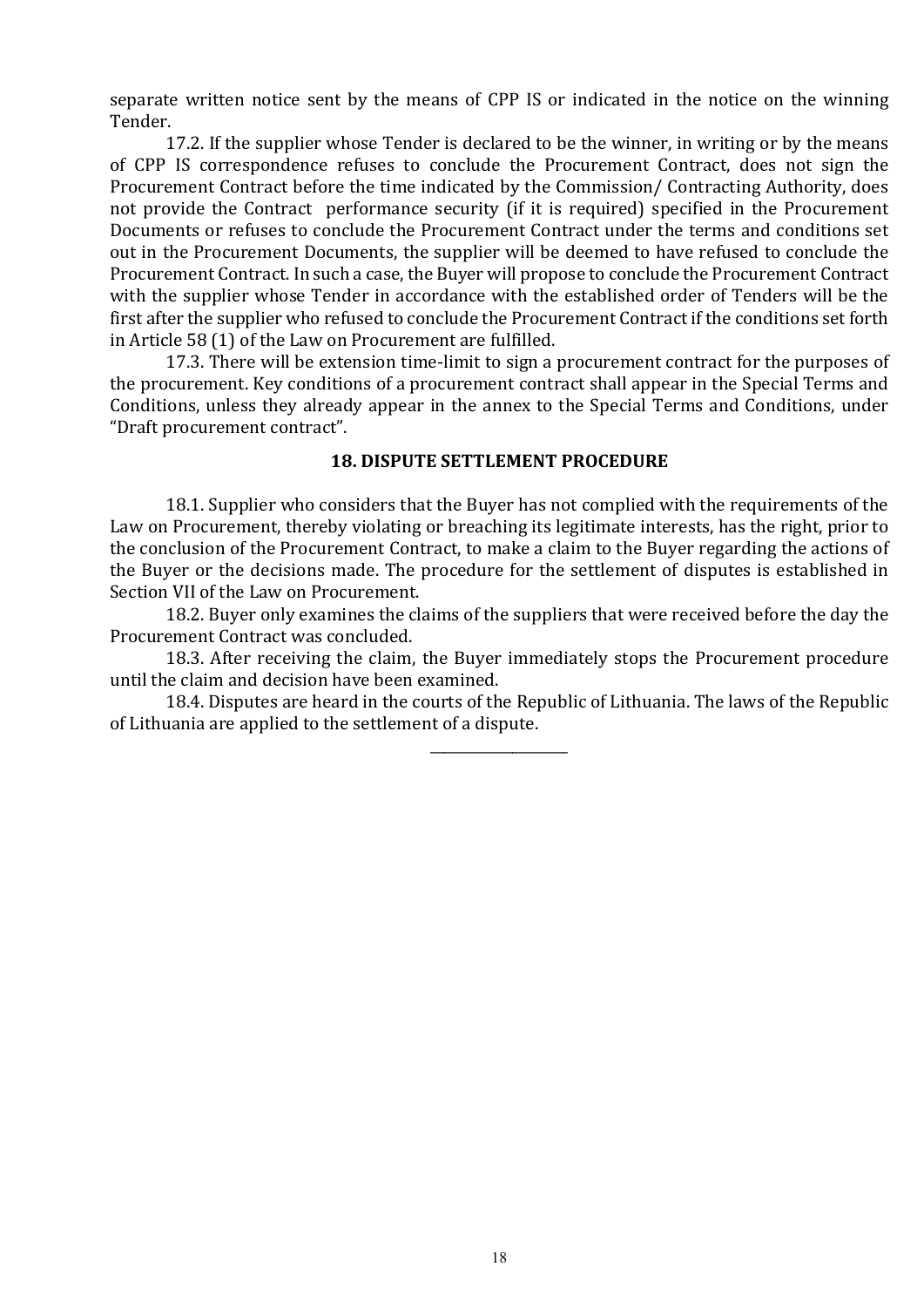separate written notice sent by the means of CPP IS or indicated in the notice on the winning Tender.

17.2. If the supplier whose Tender is declared to be the winner, in writing or by the means of CPP IS correspondence refuses to conclude the Procurement Contract, does not sign the Procurement Contract before the time indicated by the Commission/ Contracting Authority, does not provide the Contract performance security (if it is required) specified in the Procurement Documents or refuses to conclude the Procurement Contract under the terms and conditions set out in the Procurement Documents, the supplier will be deemed to have refused to conclude the Procurement Contract. In such a case, the Buyer will propose to conclude the Procurement Contract with the supplier whose Tender in accordance with the established order of Tenders will be the first after the supplier who refused to conclude the Procurement Contract if the conditions set forth in Article 58 (1) of the Law on Procurement are fulfilled.

17.3. There will be extension time-limit to sign a procurement contract for the purposes of the procurement. Key conditions of a procurement contract shall appear in the Special Terms and Conditions, unless they already appear in the annex to the Special Terms and Conditions, under "Draft procurement contract".

## 18. DISPUTE SETTLEMENT PROCEDURE

18.1. Supplier who considers that the Buyer has not complied with the requirements of the Law on Procurement, thereby violating or breaching its legitimate interests, has the right, prior to the conclusion of the Procurement Contract, to make a claim to the Buyer regarding the actions of the Buyer or the decisions made. The procedure for the settlement of disputes is established in Section VII of the Law on Procurement.

18.2. Buyer only examines the claims of the suppliers that were received before the day the Procurement Contract was concluded.

18.3. After receiving the claim, the Buyer immediately stops the Procurement procedure until the claim and decision have been examined.

18.4. Disputes are heard in the courts of the Republic of Lithuania. The laws of the Republic of Lithuania are applied to the settlement of a dispute.

\_\_\_\_\_\_\_\_\_\_\_\_\_\_\_\_\_\_